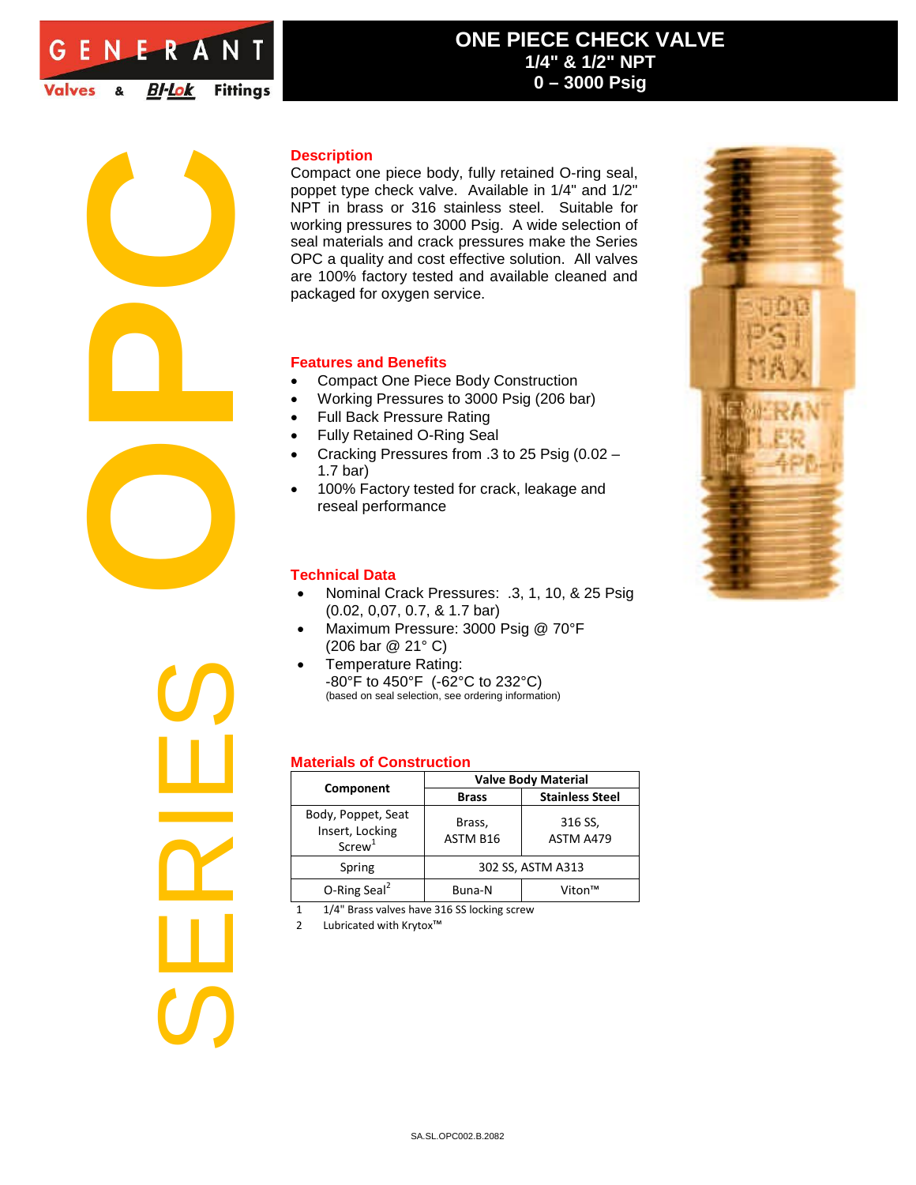GENERANT Valves & BI-Lok Fittings

# ONE PIECE CHECK VALVE
## 1/4" & 1/2" NPT
## 0 – 3000 Psig

OPC SERIES

### Description

Compact one piece body, fully retained O-ring seal, poppet type check valve. Available in 1/4" and 1/2" NPT in brass or 316 stainless steel. Suitable for working pressures to 3000 Psig. A wide selection of seal materials and crack pressures make the Series OPC a quality and cost effective solution. All valves are 100% factory tested and available cleaned and packaged for oxygen service.

### Features and Benefits

- Compact One Piece Body Construction
- Working Pressures to 3000 Psig (206 bar)
- Full Back Pressure Rating
- Fully Retained O-Ring Seal
- Cracking Pressures from .3 to 25 Psig (0.02 – 1.7 bar)
- 100% Factory tested for crack, leakage and reseal performance

### Technical Data

- Nominal Crack Pressures: .3, 1, 10, & 25 Psig (0.02, 0,07, 0.7, & 1.7 bar)
- Maximum Pressure: 3000 Psig @ 70°F (206 bar @ 21° C)
- Temperature Rating: -80°F to 450°F (-62°C to 232°C) (based on seal selection, see ordering information)

### Materials of Construction

| Component | Valve Body Material | |
|---|---|---|
| | Brass | Stainless Steel |
| Body, Poppet, Seat Insert, Locking Screw[1] | Brass, ASTM B16 | 316 SS, ASTM A479 |
| Spring | 302 SS, ASTM A313 | |
| O-Ring Seal[2] | Buna-N | Viton™ |

1 1/4" Brass valves have 316 SS locking screw

2 Lubricated with Krytox™

SA.SL.OPC002.B.2082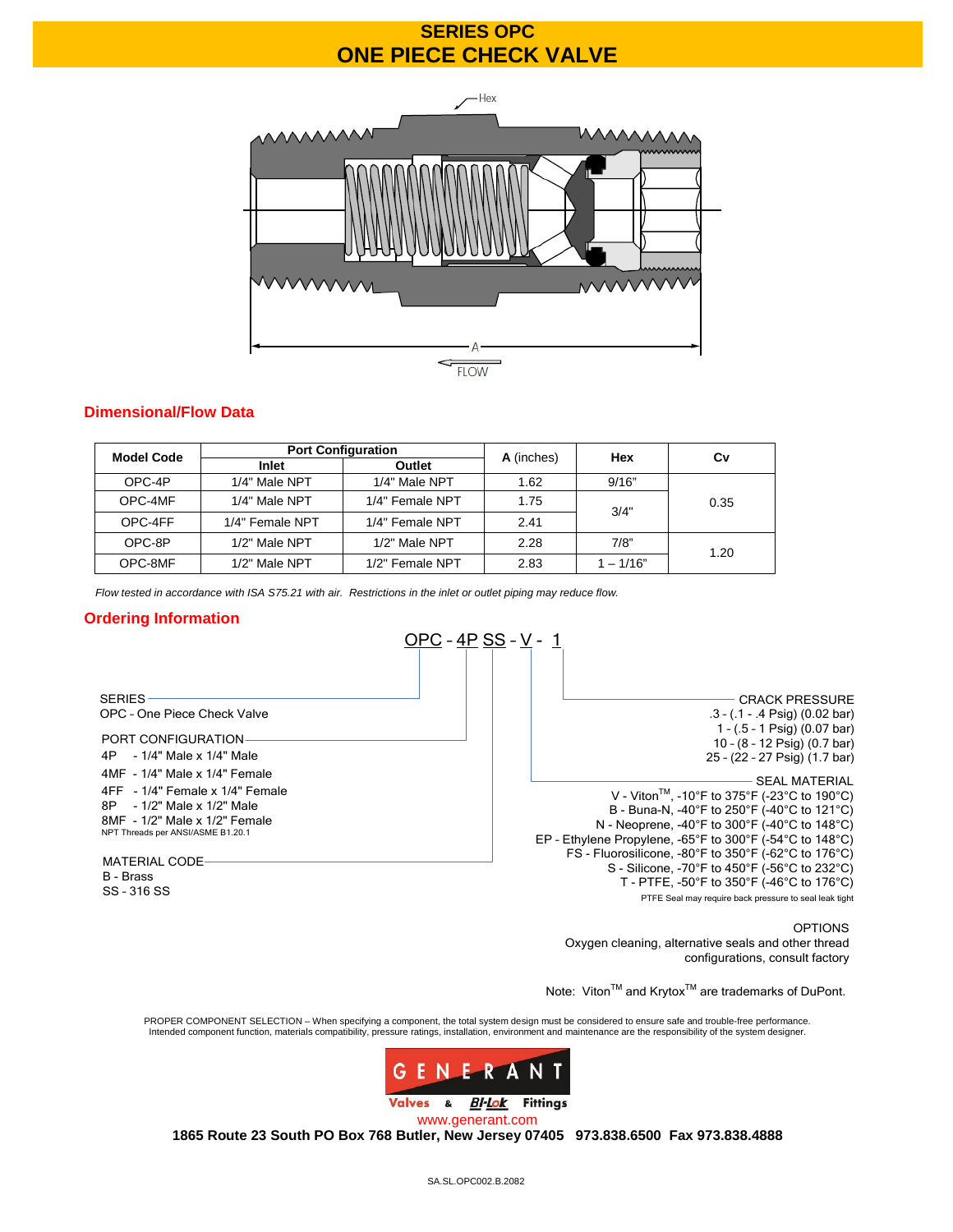# SERIES OPC
# ONE PIECE CHECK VALVE

Hex

A

FLOW

## Dimensional/Flow Data

| Model Code | Port Configuration | | A (inches) | Hex | Cv |
|---|---|---|---|---|---|
| | Inlet | Outlet | | | |
| OPC-4P | 1/4" Male NPT | 1/4" Male NPT | 1.62 | 9/16" | 0.35 |
| OPC-4MF | 1/4" Male NPT | 1/4" Female NPT | 1.75 | 3/4" | 0.35 |
| OPC-4FF | 1/4" Female NPT | 1/4" Female NPT | 2.41 | 3/4" | 0.35 |
| OPC-8P | 1/2" Male NPT | 1/2" Male NPT | 2.28 | 7/8" | 1.20 |
| OPC-8MF | 1/2" Male NPT | 1/2" Female NPT | 2.83 | 1 – 1/16" | 1.20 |

*Flow tested in accordance with ISA S75.21 with air. Restrictions in the inlet or outlet piping may reduce flow.*

## Ordering Information

OPC - 4P SS - V - 1

SERIES
OPC - One Piece Check Valve

PORT CONFIGURATION
4P - 1/4" Male x 1/4" Male
4MF - 1/4" Male x 1/4" Female
4FF - 1/4" Female x 1/4" Female
8P - 1/2" Male x 1/2" Male
8MF - 1/2" Male x 1/2" Female
NPT Threads per ANSI/ASME B1.20.1

MATERIAL CODE
B - Brass
SS - 316 SS

CRACK PRESSURE
.3 - (.1 - .4 Psig) (0.02 bar)
1 - (.5 - 1 Psig) (0.07 bar)
10 - (8 - 12 Psig) (0.7 bar)
25 - (22 - 27 Psig) (1.7 bar)

SEAL MATERIAL
V - Viton™, -10°F to 375°F (-23°C to 190°C)
B - Buna-N, -40°F to 250°F (-40°C to 121°C)
N - Neoprene, -40°F to 300°F (-40°C to 148°C)
EP - Ethylene Propylene, -65°F to 300°F (-54°C to 148°C)
FS - Fluorosilicone, -80°F to 350°F (-62°C to 176°C)
S - Silicone, -70°F to 450°F (-56°C to 232°C)
T - PTFE, -50°F to 350°F (-46°C to 176°C)
PTFE Seal may require back pressure to seal leak tight

OPTIONS
Oxygen cleaning, alternative seals and other thread configurations, consult factory

Note: Viton™ and Krytox™ are trademarks of DuPont.

PROPER COMPONENT SELECTION – When specifying a component, the total system design must be considered to ensure safe and trouble-free performance. Intended component function, materials compatibility, pressure ratings, installation, environment and maintenance are the responsibility of the system designer.

GENERANT
Valves & BI-Lok Fittings
www.generant.com
**1865 Route 23 South PO Box 768 Butler, New Jersey 07405 973.838.6500 Fax 973.838.4888**

SA.SL.OPC002.B.2082